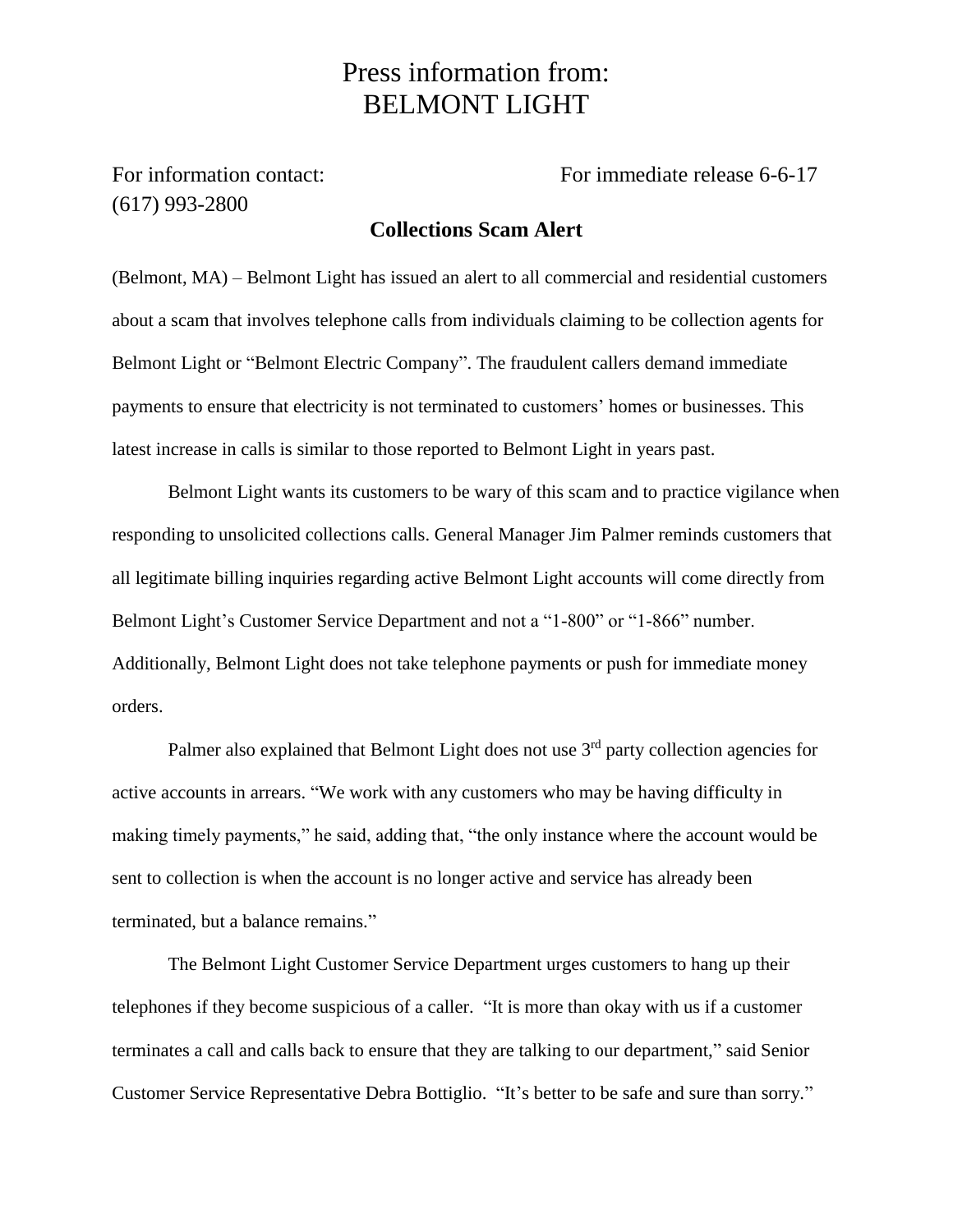# Press information from:
# BELMONT LIGHT

For information contact:
(617) 993-2800

For immediate release 6-6-17

## Collections Scam Alert

(Belmont, MA) – Belmont Light has issued an alert to all commercial and residential customers about a scam that involves telephone calls from individuals claiming to be collection agents for Belmont Light or "Belmont Electric Company". The fraudulent callers demand immediate payments to ensure that electricity is not terminated to customers' homes or businesses. This latest increase in calls is similar to those reported to Belmont Light in years past.

Belmont Light wants its customers to be wary of this scam and to practice vigilance when responding to unsolicited collections calls. General Manager Jim Palmer reminds customers that all legitimate billing inquiries regarding active Belmont Light accounts will come directly from Belmont Light's Customer Service Department and not a "1-800" or "1-866" number. Additionally, Belmont Light does not take telephone payments or push for immediate money orders.

Palmer also explained that Belmont Light does not use 3rd party collection agencies for active accounts in arrears. "We work with any customers who may be having difficulty in making timely payments," he said, adding that, "the only instance where the account would be sent to collection is when the account is no longer active and service has already been terminated, but a balance remains."

The Belmont Light Customer Service Department urges customers to hang up their telephones if they become suspicious of a caller. "It is more than okay with us if a customer terminates a call and calls back to ensure that they are talking to our department," said Senior Customer Service Representative Debra Bottiglio. "It's better to be safe and sure than sorry."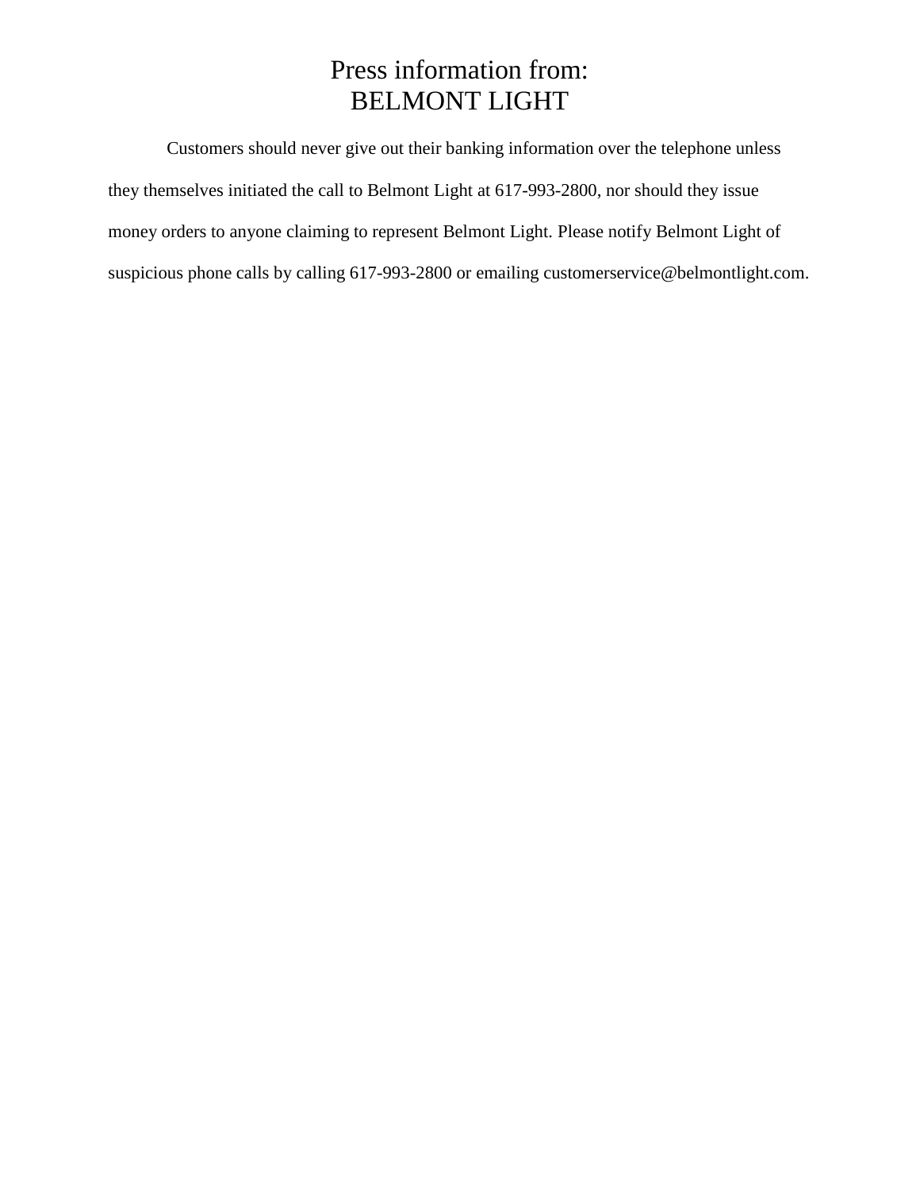# Press information from:
# BELMONT LIGHT

Customers should never give out their banking information over the telephone unless they themselves initiated the call to Belmont Light at 617-993-2800, nor should they issue money orders to anyone claiming to represent Belmont Light. Please notify Belmont Light of suspicious phone calls by calling 617-993-2800 or emailing customerservice@belmontlight.com.